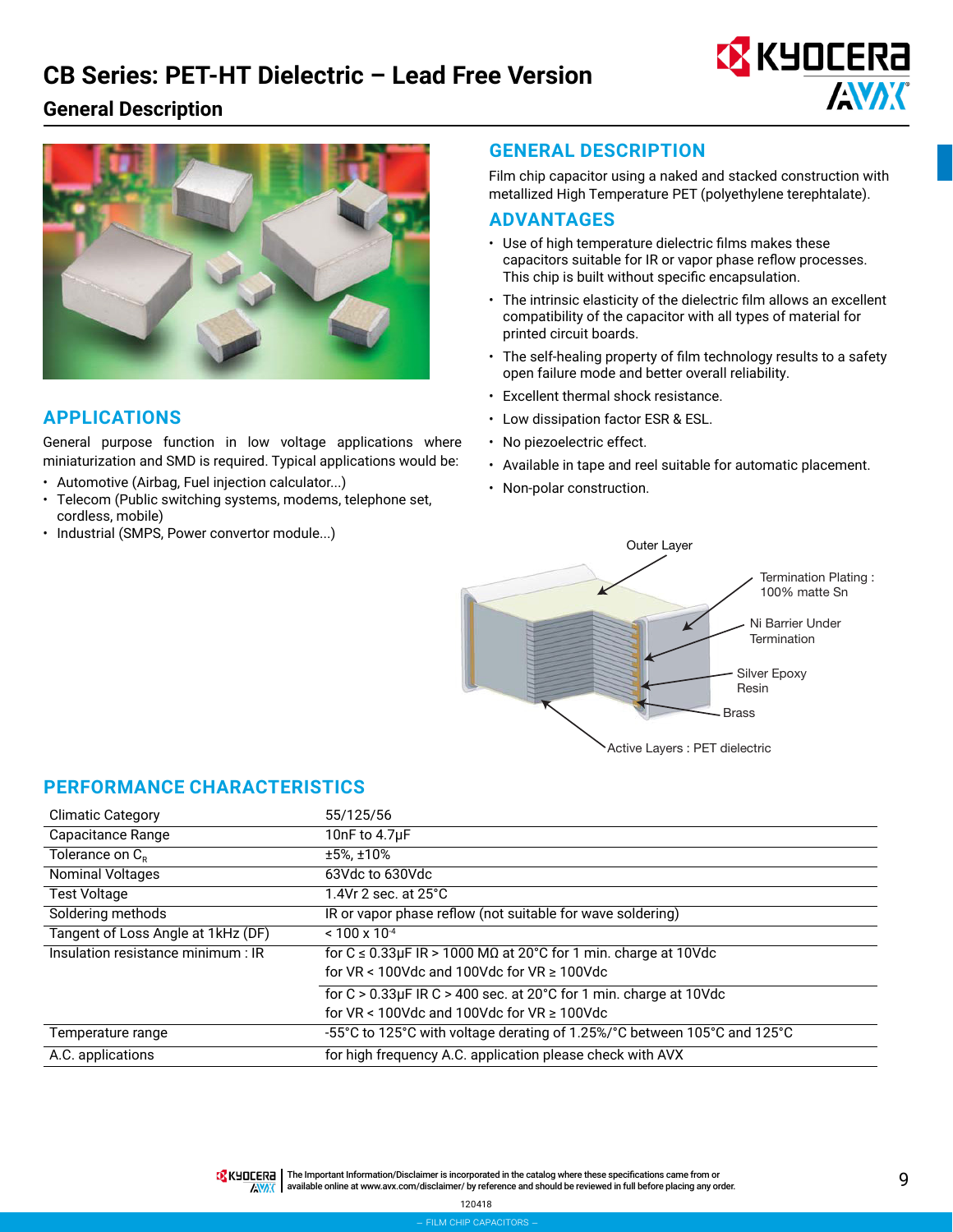# CB Series: PET-HT Dielectric – Lead Free Version

## General Description

## GENERAL DESCRIPTION

Film chip capacitor using a naked and stacked construction with metallized High Temperature PET (polyethylene terephtalate).

## ADVANTAGES

- Use of high temperature dielectric films makes these capacitors suitable for IR or vapor phase reflow processes. This chip is built without specific encapsulation.
- The intrinsic elasticity of the dielectric film allows an excellent compatibility of the capacitor with all types of material for printed circuit boards.
- The self-healing property of film technology results to a safety open failure mode and better overall reliability.
- Excellent thermal shock resistance.
- Low dissipation factor ESR & ESL.
- No piezoelectric effect.
- Available in tape and reel suitable for automatic placement.
- Non-polar construction.

## APPLICATIONS

General purpose function in low voltage applications where miniaturization and SMD is required. Typical applications would be:

- Automotive (Airbag, Fuel injection calculator...)
- Telecom (Public switching systems, modems, telephone set, cordless, mobile)
- Industrial (SMPS, Power convertor module...)

Outer Layer

Termination Plating : 100% matte Sn

Ni Barrier Under Termination

Silver Epoxy Resin

Brass

Active Layers : PET dielectric

## PERFORMANCE CHARACTERISTICS

| | |
|---|---|
| Climatic Category | 55/125/56 |
| Capacitance Range | 10nF to 4.7µF |
| Tolerance on $C_R$ | ±5%, ±10% |
| Nominal Voltages | 63Vdc to 630Vdc |
| Test Voltage | 1.4Vr 2 sec. at 25°C |
| Soldering methods | IR or vapor phase reflow (not suitable for wave soldering) |
| Tangent of Loss Angle at 1kHz (DF) | $< 100 \times 10^{-4}$ |
| Insulation resistance minimum : IR | for C ≤ 0.33µF IR > 1000 MΩ at 20°C for 1 min. charge at 10Vdc for VR < 100Vdc and 100Vdc for VR ≥ 100Vdc |
| | for C > 0.33µF IR C > 400 sec. at 20°C for 1 min. charge at 10Vdc for VR < 100Vdc and 100Vdc for VR ≥ 100Vdc |
| Temperature range | -55°C to 125°C with voltage derating of 1.25%/°C between 105°C and 125°C |
| A.C. applications | for high frequency A.C. application please check with AVX |

The Important Information/Disclaimer is incorporated in the catalog where these specifications came from or available online at www.avx.com/disclaimer/ by reference and should be reviewed in full before placing any order.

120418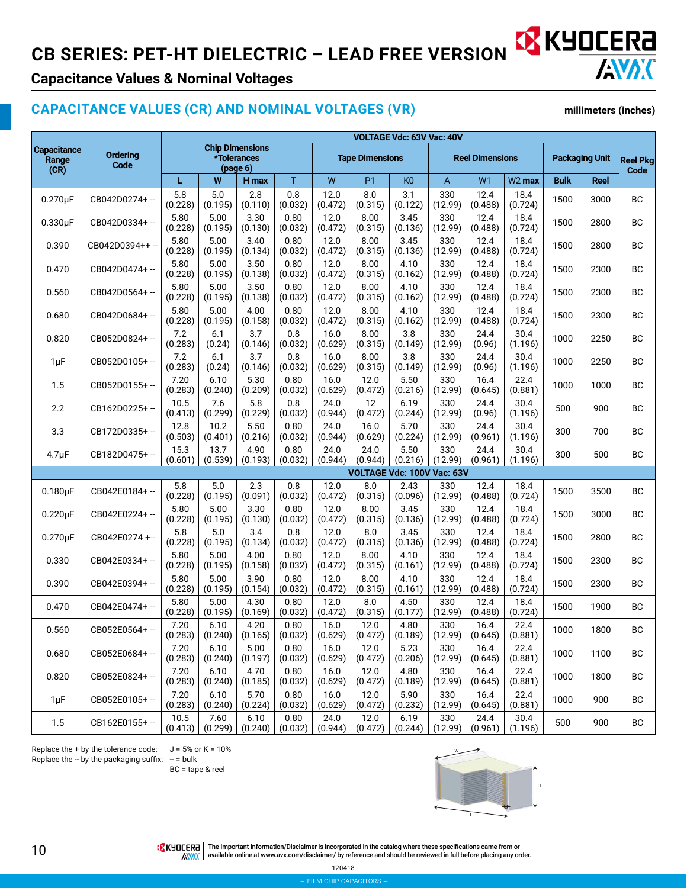# CB SERIES: PET-HT DIELECTRIC – LEAD FREE VERSION

## Capacitance Values & Nominal Voltages

### CAPACITANCE VALUES (CR) AND NOMINAL VOLTAGES (VR)

millimeters (inches)

| Capacitance Range (CR) | Ordering Code | VOLTAGE Vdc: 63V Vac: 40V | | | | | | | | | | | | |
|---|---|---|---|---|---|---|---|---|---|---|---|---|---|---|
| | | Chip Dimensions *Tolerances (page 6) | | | | Tape Dimensions | | | Reel Dimensions | | | Packaging Unit | | Reel Pkg Code |
| | | L | W | H max | T | W | P1 | K0 | A | W1 | W2 max | Bulk | Reel | |
| 0.270µF | CB042D0274+ -- | 5.8 (0.228) | 5.0 (0.195) | 2.8 (0.110) | 0.8 (0.032) | 12.0 (0.472) | 8.0 (0.315) | 3.1 (0.122) | 330 (12.99) | 12.4 (0.488) | 18.4 (0.724) | 1500 | 3000 | BC |
| 0.330µF | CB042D0334+ -- | 5.80 (0.228) | 5.00 (0.195) | 3.30 (0.130) | 0.80 (0.032) | 12.0 (0.472) | 8.00 (0.315) | 3.45 (0.136) | 330 (12.99) | 12.4 (0.488) | 18.4 (0.724) | 1500 | 2800 | BC |
| 0.390 | CB042D0394++ -- | 5.80 (0.228) | 5.00 (0.195) | 3.40 (0.134) | 0.80 (0.032) | 12.0 (0.472) | 8.00 (0.315) | 3.45 (0.136) | 330 (12.99) | 12.4 (0.488) | 18.4 (0.724) | 1500 | 2800 | BC |
| 0.470 | CB042D0474+ -- | 5.80 (0.228) | 5.00 (0.195) | 3.50 (0.138) | 0.80 (0.032) | 12.0 (0.472) | 8.00 (0.315) | 4.10 (0.162) | 330 (12.99) | 12.4 (0.488) | 18.4 (0.724) | 1500 | 2300 | BC |
| 0.560 | CB042D0564+ -- | 5.80 (0.228) | 5.00 (0.195) | 3.50 (0.138) | 0.80 (0.032) | 12.0 (0.472) | 8.00 (0.315) | 4.10 (0.162) | 330 (12.99) | 12.4 (0.488) | 18.4 (0.724) | 1500 | 2300 | BC |
| 0.680 | CB042D0684+ -- | 5.80 (0.228) | 5.00 (0.195) | 4.00 (0.158) | 0.80 (0.032) | 12.0 (0.472) | 8.00 (0.315) | 4.10 (0.162) | 330 (12.99) | 12.4 (0.488) | 18.4 (0.724) | 1500 | 2300 | BC |
| 0.820 | CB052D0824+ -- | 7.2 (0.283) | 6.1 (0.24) | 3.7 (0.146) | 0.8 (0.032) | 16.0 (0.629) | 8.00 (0.315) | 3.8 (0.149) | 330 (12.99) | 24.4 (0.96) | 30.4 (1.196) | 1000 | 2250 | BC |
| 1µF | CB052D0105+ -- | 7.2 (0.283) | 6.1 (0.24) | 3.7 (0.146) | 0.8 (0.032) | 16.0 (0.629) | 8.00 (0.315) | 3.8 (0.149) | 330 (12.99) | 24.4 (0.96) | 30.4 (1.196) | 1000 | 2250 | BC |
| 1.5 | CB052D0155+ -- | 7.20 (0.283) | 6.10 (0.240) | 5.30 (0.209) | 0.80 (0.032) | 16.0 (0.629) | 12.0 (0.472) | 5.50 (0.216) | 330 (12.99) | 16.4 (0.645) | 22.4 (0.881) | 1000 | 1000 | BC |
| 2.2 | CB162D0225+ -- | 10.5 (0.413) | 7.6 (0.299) | 5.8 (0.229) | 0.8 (0.032) | 24.0 (0.944) | 12 (0.472) | 6.19 (0.244) | 330 (12.99) | 24.4 (0.96) | 30.4 (1.196) | 500 | 900 | BC |
| 3.3 | CB172D0335+ -- | 12.8 (0.503) | 10.2 (0.401) | 5.50 (0.216) | 0.80 (0.032) | 24.0 (0.944) | 16.0 (0.629) | 5.70 (0.224) | 330 (12.99) | 24.4 (0.961) | 30.4 (1.196) | 300 | 700 | BC |
| 4.7µF | CB182D0475+ -- | 15.3 (0.601) | 13.7 (0.539) | 4.90 (0.193) | 0.80 (0.032) | 24.0 (0.944) | 24.0 (0.944) | 5.50 (0.216) | 330 (12.99) | 24.4 (0.961) | 30.4 (1.196) | 300 | 500 | BC |
| | | VOLTAGE Vdc: 100V Vac: 63V | | | | | | | | | | | | |
| 0.180µF | CB042E0184+ -- | 5.8 (0.228) | 5.0 (0.195) | 2.3 (0.091) | 0.8 (0.032) | 12.0 (0.472) | 8.0 (0.315) | 2.43 (0.096) | 330 (12.99) | 12.4 (0.488) | 18.4 (0.724) | 1500 | 3500 | BC |
| 0.220µF | CB042E0224+ -- | 5.80 (0.228) | 5.00 (0.195) | 3.30 (0.130) | 0.80 (0.032) | 12.0 (0.472) | 8.00 (0.315) | 3.45 (0.136) | 330 (12.99) | 12.4 (0.488) | 18.4 (0.724) | 1500 | 3000 | BC |
| 0.270µF | CB042E0274 +-- | 5.8 (0.228) | 5.0 (0.195) | 3.4 (0.134) | 0.8 (0.032) | 12.0 (0.472) | 8.0 (0.315) | 3.45 (0.136) | 330 (12.99) | 12.4 (0.488) | 18.4 (0.724) | 1500 | 2800 | BC |
| 0.330 | CB042E0334+ -- | 5.80 (0.228) | 5.00 (0.195) | 4.00 (0.158) | 0.80 (0.032) | 12.0 (0.472) | 8.00 (0.315) | 4.10 (0.161) | 330 (12.99) | 12.4 (0.488) | 18.4 (0.724) | 1500 | 2300 | BC |
| 0.390 | CB042E0394+ -- | 5.80 (0.228) | 5.00 (0.195) | 3.90 (0.154) | 0.80 (0.032) | 12.0 (0.472) | 8.00 (0.315) | 4.10 (0.161) | 330 (12.99) | 12.4 (0.488) | 18.4 (0.724) | 1500 | 2300 | BC |
| 0.470 | CB042E0474+ -- | 5.80 (0.228) | 5.00 (0.195) | 4.30 (0.169) | 0.80 (0.032) | 12.0 (0.472) | 8.0 (0.315) | 4.50 (0.177) | 330 (12.99) | 12.4 (0.488) | 18.4 (0.724) | 1500 | 1900 | BC |
| 0.560 | CB052E0564+ -- | 7.20 (0.283) | 6.10 (0.240) | 4.20 (0.165) | 0.80 (0.032) | 16.0 (0.629) | 12.0 (0.472) | 4.80 (0.189) | 330 (12.99) | 16.4 (0.645) | 22.4 (0.881) | 1000 | 1800 | BC |
| 0.680 | CB052E0684+ -- | 7.20 (0.283) | 6.10 (0.240) | 5.00 (0.197) | 0.80 (0.032) | 16.0 (0.629) | 12.0 (0.472) | 5.23 (0.206) | 330 (12.99) | 16.4 (0.645) | 22.4 (0.881) | 1000 | 1100 | BC |
| 0.820 | CB052E0824+ -- | 7.20 (0.283) | 6.10 (0.240) | 4.70 (0.185) | 0.80 (0.032) | 16.0 (0.629) | 12.0 (0.472) | 4.80 (0.189) | 330 (12.99) | 16.4 (0.645) | 22.4 (0.881) | 1000 | 1800 | BC |
| 1µF | CB052E0105+ -- | 7.20 (0.283) | 6.10 (0.240) | 5.70 (0.224) | 0.80 (0.032) | 16.0 (0.629) | 12.0 (0.472) | 5.90 (0.232) | 330 (12.99) | 16.4 (0.645) | 22.4 (0.881) | 1000 | 900 | BC |
| 1.5 | CB162E0155+ -- | 10.5 (0.413) | 7.60 (0.299) | 6.10 (0.240) | 0.80 (0.032) | 24.0 (0.944) | 12.0 (0.472) | 6.19 (0.244) | 330 (12.99) | 24.4 (0.961) | 30.4 (1.196) | 500 | 900 | BC |

Replace the + by the tolerance code: J = 5% or K = 10%
Replace the -- by the packaging suffix: -- = bulk
BC = tape & reel

The Important Information/Disclaimer is incorporated in the catalog where these specifications came from or available online at www.avx.com/disclaimer/ by reference and should be reviewed in full before placing any order.

120418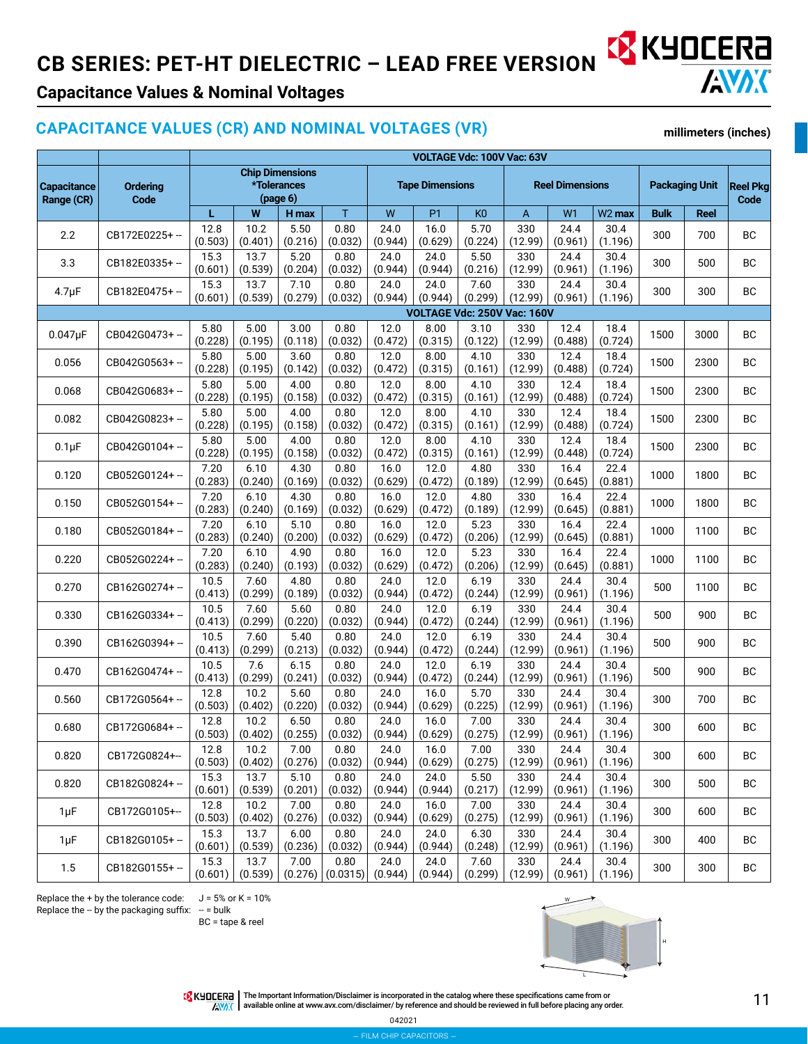# CB SERIES: PET-HT DIELECTRIC – LEAD FREE VERSION

## Capacitance Values & Nominal Voltages

### CAPACITANCE VALUES (CR) AND NOMINAL VOLTAGES (VR)

millimeters (inches)

| Capacitance Range (CR) | Ordering Code | Chip Dimensions *Tolerances (page 6) | | | | Tape Dimensions | | | Reel Dimensions | | | Packaging Unit | | Reel Pkg Code |
|---|---|---|---|---|---|---|---|---|---|---|---|---|---|---|
| | | L | W | H max | T | W | P1 | K0 | A | W1 | W2 max | Bulk | Reel | |
| **VOLTAGE Vdc: 100V Vac: 63V** | | | | | | | | | | | | | | |
| 2.2 | CB172E0225+ -- | 12.8 (0.503) | 10.2 (0.401) | 5.50 (0.216) | 0.80 (0.032) | 24.0 (0.944) | 16.0 (0.629) | 5.70 (0.224) | 330 (12.99) | 24.4 (0.961) | 30.4 (1.196) | 300 | 700 | BC |
| 3.3 | CB182E0335+ -- | 15.3 (0.601) | 13.7 (0.539) | 5.20 (0.204) | 0.80 (0.032) | 24.0 (0.944) | 24.0 (0.944) | 5.50 (0.216) | 330 (12.99) | 24.4 (0.961) | 30.4 (1.196) | 300 | 500 | BC |
| 4.7μF | CB182E0475+ -- | 15.3 (0.601) | 13.7 (0.539) | 7.10 (0.279) | 0.80 (0.032) | 24.0 (0.944) | 24.0 (0.944) | 7.60 (0.299) | 330 (12.99) | 24.4 (0.961) | 30.4 (1.196) | 300 | 300 | BC |
| **VOLTAGE Vdc: 250V Vac: 160V** | | | | | | | | | | | | | | |
| 0.047μF | CB042G0473+ -- | 5.80 (0.228) | 5.00 (0.195) | 3.00 (0.118) | 0.80 (0.032) | 12.0 (0.472) | 8.00 (0.315) | 3.10 (0.122) | 330 (12.99) | 12.4 (0.488) | 18.4 (0.724) | 1500 | 3000 | BC |
| 0.056 | CB042G0563+ -- | 5.80 (0.228) | 5.00 (0.195) | 3.60 (0.142) | 0.80 (0.032) | 12.0 (0.472) | 8.00 (0.315) | 4.10 (0.161) | 330 (12.99) | 12.4 (0.488) | 18.4 (0.724) | 1500 | 2300 | BC |
| 0.068 | CB042G0683+ -- | 5.80 (0.228) | 5.00 (0.195) | 4.00 (0.158) | 0.80 (0.032) | 12.0 (0.472) | 8.00 (0.315) | 4.10 (0.161) | 330 (12.99) | 12.4 (0.488) | 18.4 (0.724) | 1500 | 2300 | BC |
| 0.082 | CB042G0823+ -- | 5.80 (0.228) | 5.00 (0.195) | 4.00 (0.158) | 0.80 (0.032) | 12.0 (0.472) | 8.00 (0.315) | 4.10 (0.161) | 330 (12.99) | 12.4 (0.488) | 18.4 (0.724) | 1500 | 2300 | BC |
| 0.1μF | CB042G0104+ -- | 5.80 (0.228) | 5.00 (0.195) | 4.00 (0.158) | 0.80 (0.032) | 12.0 (0.472) | 8.00 (0.315) | 4.10 (0.161) | 330 (12.99) | 12.4 (0.448) | 18.4 (0.724) | 1500 | 2300 | BC |
| 0.120 | CB052G0124+ -- | 7.20 (0.283) | 6.10 (0.240) | 4.30 (0.169) | 0.80 (0.032) | 16.0 (0.629) | 12.0 (0.472) | 4.80 (0.189) | 330 (12.99) | 16.4 (0.645) | 22.4 (0.881) | 1000 | 1800 | BC |
| 0.150 | CB052G0154+ -- | 7.20 (0.283) | 6.10 (0.240) | 4.30 (0.169) | 0.80 (0.032) | 16.0 (0.629) | 12.0 (0.472) | 4.80 (0.189) | 330 (12.99) | 16.4 (0.645) | 22.4 (0.881) | 1000 | 1800 | BC |
| 0.180 | CB052G0184+ -- | 7.20 (0.283) | 6.10 (0.240) | 5.10 (0.200) | 0.80 (0.032) | 16.0 (0.629) | 12.0 (0.472) | 5.23 (0.206) | 330 (12.99) | 16.4 (0.645) | 22.4 (0.881) | 1000 | 1100 | BC |
| 0.220 | CB052G0224+ -- | 7.20 (0.283) | 6.10 (0.240) | 4.90 (0.193) | 0.80 (0.032) | 16.0 (0.629) | 12.0 (0.472) | 5.23 (0.206) | 330 (12.99) | 16.4 (0.645) | 22.4 (0.881) | 1000 | 1100 | BC |
| 0.270 | CB162G0274+ -- | 10.5 (0.413) | 7.60 (0.299) | 4.80 (0.189) | 0.80 (0.032) | 24.0 (0.944) | 12.0 (0.472) | 6.19 (0.244) | 330 (12.99) | 24.4 (0.961) | 30.4 (1.196) | 500 | 1100 | BC |
| 0.330 | CB162G0334+ -- | 10.5 (0.413) | 7.60 (0.299) | 5.60 (0.220) | 0.80 (0.032) | 24.0 (0.944) | 12.0 (0.472) | 6.19 (0.244) | 330 (12.99) | 24.4 (0.961) | 30.4 (1.196) | 500 | 900 | BC |
| 0.390 | CB162G0394+ -- | 10.5 (0.413) | 7.60 (0.299) | 5.40 (0.213) | 0.80 (0.032) | 24.0 (0.944) | 12.0 (0.472) | 6.19 (0.244) | 330 (12.99) | 24.4 (0.961) | 30.4 (1.196) | 500 | 900 | BC |
| 0.470 | CB162G0474+ -- | 10.5 (0.413) | 7.6 (0.299) | 6.15 (0.241) | 0.80 (0.032) | 24.0 (0.944) | 12.0 (0.472) | 6.19 (0.244) | 330 (12.99) | 24.4 (0.961) | 30.4 (1.196) | 500 | 900 | BC |
| 0.560 | CB172G0564+ -- | 12.8 (0.503) | 10.2 (0.402) | 5.60 (0.220) | 0.80 (0.032) | 24.0 (0.944) | 16.0 (0.629) | 5.70 (0.225) | 330 (12.99) | 24.4 (0.961) | 30.4 (1.196) | 300 | 700 | BC |
| 0.680 | CB172G0684+ -- | 12.8 (0.503) | 10.2 (0.402) | 6.50 (0.255) | 0.80 (0.032) | 24.0 (0.944) | 16.0 (0.629) | 7.00 (0.275) | 330 (12.99) | 24.4 (0.961) | 30.4 (1.196) | 300 | 600 | BC |
| 0.820 | CB172G0824+-- | 12.8 (0.503) | 10.2 (0.402) | 7.00 (0.276) | 0.80 (0.032) | 24.0 (0.944) | 16.0 (0.629) | 7.00 (0.275) | 330 (12.99) | 24.4 (0.961) | 30.4 (1.196) | 300 | 600 | BC |
| 0.820 | CB182G0824+ -- | 15.3 (0.601) | 13.7 (0.539) | 5.10 (0.201) | 0.80 (0.032) | 24.0 (0.944) | 24.0 (0.944) | 5.50 (0.217) | 330 (12.99) | 24.4 (0.961) | 30.4 (1.196) | 300 | 500 | BC |
| 1μF | CB172G0105+-- | 12.8 (0.503) | 10.2 (0.402) | 7.00 (0.276) | 0.80 (0.032) | 24.0 (0.944) | 16.0 (0.629) | 7.00 (0.275) | 330 (12.99) | 24.4 (0.961) | 30.4 (1.196) | 300 | 600 | BC |
| 1μF | CB182G0105+ -- | 15.3 (0.601) | 13.7 (0.539) | 6.00 (0.236) | 0.80 (0.032) | 24.0 (0.944) | 24.0 (0.944) | 6.30 (0.248) | 330 (12.99) | 24.4 (0.961) | 30.4 (1.196) | 300 | 400 | BC |
| 1.5 | CB182G0155+ -- | 15.3 (0.601) | 13.7 (0.539) | 7.00 (0.276) | 0.80 (0.0315) | 24.0 (0.944) | 24.0 (0.944) | 7.60 (0.299) | 330 (12.99) | 24.4 (0.961) | 30.4 (1.196) | 300 | 300 | BC |

Replace the + by the tolerance code: J = 5% or K = 10%
Replace the -- by the packaging suffix: -- = bulk
BC = tape & reel

The Important Information/Disclaimer is incorporated in the catalog where these specifications came from or available online at www.avx.com/disclaimer/ by reference and should be reviewed in full before placing any order.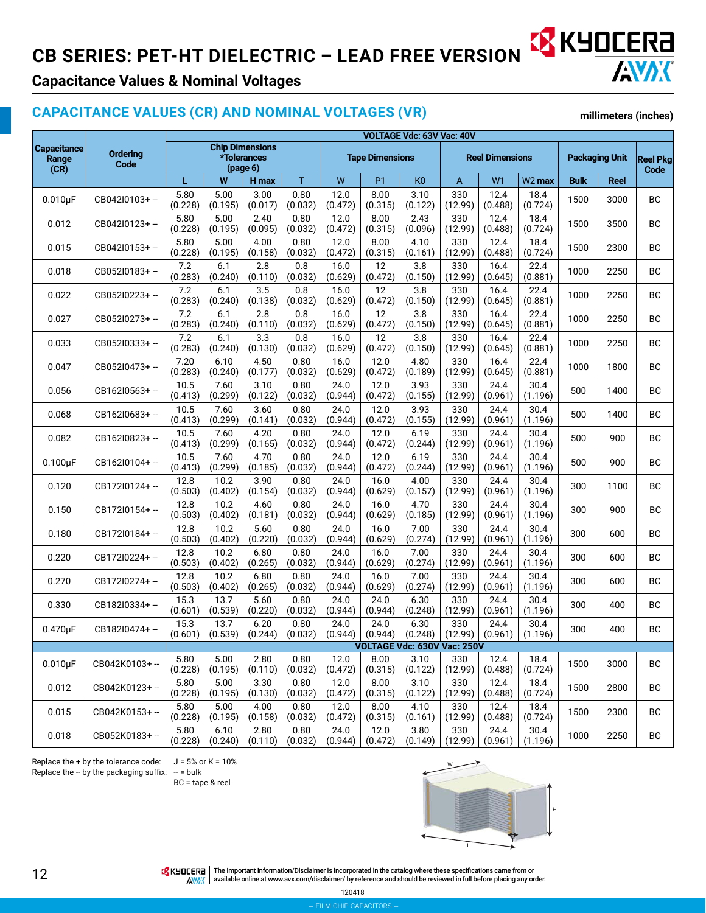# CB SERIES: PET-HT DIELECTRIC – LEAD FREE VERSION

## Capacitance Values & Nominal Voltages

### CAPACITANCE VALUES (CR) AND NOMINAL VOLTAGES (VR)

millimeters (inches)

| Capacitance Range (CR) | Ordering Code | Chip Dimensions *Tolerances (page 6) | | | | Tape Dimensions | | | Reel Dimensions | | | Packaging Unit | | Reel Pkg Code |
|---|---|---|---|---|---|---|---|---|---|---|---|---|---|---|
| | | L | W | H max | T | W | P1 | K0 | A | W1 | W2 max | Bulk | Reel | |
| | | **VOLTAGE Vdc: 63V Vac: 40V** | | | | | | | | | | | | |
| 0.010μF | CB042I0103+-- | 5.80 (0.228) | 5.00 (0.195) | 3.00 (0.017) | 0.80 (0.032) | 12.0 (0.472) | 8.00 (0.315) | 3.10 (0.122) | 330 (12.99) | 12.4 (0.488) | 18.4 (0.724) | 1500 | 3000 | BC |
| 0.012 | CB042I0123+-- | 5.80 (0.228) | 5.00 (0.195) | 2.40 (0.095) | 0.80 (0.032) | 12.0 (0.472) | 8.00 (0.315) | 2.43 (0.096) | 330 (12.99) | 12.4 (0.488) | 18.4 (0.724) | 1500 | 3500 | BC |
| 0.015 | CB042I0153+-- | 5.80 (0.228) | 5.00 (0.195) | 4.00 (0.158) | 0.80 (0.032) | 12.0 (0.472) | 8.00 (0.315) | 4.10 (0.161) | 330 (12.99) | 12.4 (0.488) | 18.4 (0.724) | 1500 | 2300 | BC |
| 0.018 | CB052I0183+-- | 7.2 (0.283) | 6.1 (0.240) | 2.8 (0.110) | 0.8 (0.032) | 16.0 (0.629) | 12 (0.472) | 3.8 (0.150) | 330 (12.99) | 16.4 (0.645) | 22.4 (0.881) | 1000 | 2250 | BC |
| 0.022 | CB052I0223+-- | 7.2 (0.283) | 6.1 (0.240) | 3.5 (0.138) | 0.8 (0.032) | 16.0 (0.629) | 12 (0.472) | 3.8 (0.150) | 330 (12.99) | 16.4 (0.645) | 22.4 (0.881) | 1000 | 2250 | BC |
| 0.027 | CB052I0273+-- | 7.2 (0.283) | 6.1 (0.240) | 2.8 (0.110) | 0.8 (0.032) | 16.0 (0.629) | 12 (0.472) | 3.8 (0.150) | 330 (12.99) | 16.4 (0.645) | 22.4 (0.881) | 1000 | 2250 | BC |
| 0.033 | CB052I0333+-- | 7.2 (0.283) | 6.1 (0.240) | 3.3 (0.130) | 0.8 (0.032) | 16.0 (0.629) | 12 (0.472) | 3.8 (0.150) | 330 (12.99) | 16.4 (0.645) | 22.4 (0.881) | 1000 | 2250 | BC |
| 0.047 | CB052I0473+-- | 7.20 (0.283) | 6.10 (0.240) | 4.50 (0.177) | 0.80 (0.032) | 16.0 (0.629) | 12.0 (0.472) | 4.80 (0.189) | 330 (12.99) | 16.4 (0.645) | 22.4 (0.881) | 1000 | 1800 | BC |
| 0.056 | CB162I0563+-- | 10.5 (0.413) | 7.60 (0.299) | 3.10 (0.122) | 0.80 (0.032) | 24.0 (0.944) | 12.0 (0.472) | 3.93 (0.155) | 330 (12.99) | 24.4 (0.961) | 30.4 (1.196) | 500 | 1400 | BC |
| 0.068 | CB162I0683+-- | 10.5 (0.413) | 7.60 (0.299) | 3.60 (0.141) | 0.80 (0.032) | 24.0 (0.944) | 12.0 (0.472) | 3.93 (0.155) | 330 (12.99) | 24.4 (0.961) | 30.4 (1.196) | 500 | 1400 | BC |
| 0.082 | CB162I0823+-- | 10.5 (0.413) | 7.60 (0.299) | 4.20 (0.165) | 0.80 (0.032) | 24.0 (0.944) | 12.0 (0.472) | 6.19 (0.244) | 330 (12.99) | 24.4 (0.961) | 30.4 (1.196) | 500 | 900 | BC |
| 0.100μF | CB162I0104+-- | 10.5 (0.413) | 7.60 (0.299) | 4.70 (0.185) | 0.80 (0.032) | 24.0 (0.944) | 12.0 (0.472) | 6.19 (0.244) | 330 (12.99) | 24.4 (0.961) | 30.4 (1.196) | 500 | 900 | BC |
| 0.120 | CB172I0124+-- | 12.8 (0.503) | 10.2 (0.402) | 3.90 (0.154) | 0.80 (0.032) | 24.0 (0.944) | 16.0 (0.629) | 4.00 (0.157) | 330 (12.99) | 24.4 (0.961) | 30.4 (1.196) | 300 | 1100 | BC |
| 0.150 | CB172I0154+-- | 12.8 (0.503) | 10.2 (0.402) | 4.60 (0.181) | 0.80 (0.032) | 24.0 (0.944) | 16.0 (0.629) | 4.70 (0.185) | 330 (12.99) | 24.4 (0.961) | 30.4 (1.196) | 300 | 900 | BC |
| 0.180 | CB172I0184+-- | 12.8 (0.503) | 10.2 (0.402) | 5.60 (0.220) | 0.80 (0.032) | 24.0 (0.944) | 16.0 (0.629) | 7.00 (0.274) | 330 (12.99) | 24.4 (0.961) | 30.4 (1.196) | 300 | 600 | BC |
| 0.220 | CB172I0224+-- | 12.8 (0.503) | 10.2 (0.402) | 6.80 (0.265) | 0.80 (0.032) | 24.0 (0.944) | 16.0 (0.629) | 7.00 (0.274) | 330 (12.99) | 24.4 (0.961) | 30.4 (1.196) | 300 | 600 | BC |
| 0.270 | CB172I0274+-- | 12.8 (0.503) | 10.2 (0.402) | 6.80 (0.265) | 0.80 (0.032) | 24.0 (0.944) | 16.0 (0.629) | 7.00 (0.274) | 330 (12.99) | 24.4 (0.961) | 30.4 (1.196) | 300 | 600 | BC |
| 0.330 | CB182I0334+-- | 15.3 (0.601) | 13.7 (0.539) | 5.60 (0.220) | 0.80 (0.032) | 24.0 (0.944) | 24.0 (0.944) | 6.30 (0.248) | 330 (12.99) | 24.4 (0.961) | 30.4 (1.196) | 300 | 400 | BC |
| 0.470μF | CB182I0474+-- | 15.3 (0.601) | 13.7 (0.539) | 6.20 (0.244) | 0.80 (0.032) | 24.0 (0.944) | 24.0 (0.944) | 6.30 (0.248) | 330 (12.99) | 24.4 (0.961) | 30.4 (1.196) | 300 | 400 | BC |
| | | **VOLTAGE Vdc: 630V Vac: 250V** | | | | | | | | | | | | |
| 0.010μF | CB042K0103+-- | 5.80 (0.228) | 5.00 (0.195) | 2.80 (0.110) | 0.80 (0.032) | 12.0 (0.472) | 8.00 (0.315) | 3.10 (0.122) | 330 (12.99) | 12.4 (0.488) | 18.4 (0.724) | 1500 | 3000 | BC |
| 0.012 | CB042K0123+-- | 5.80 (0.228) | 5.00 (0.195) | 3.30 (0.130) | 0.80 (0.032) | 12.0 (0.472) | 8.00 (0.315) | 3.10 (0.122) | 330 (12.99) | 12.4 (0.488) | 18.4 (0.724) | 1500 | 2800 | BC |
| 0.015 | CB042K0153+-- | 5.80 (0.228) | 5.00 (0.195) | 4.00 (0.158) | 0.80 (0.032) | 12.0 (0.472) | 8.00 (0.315) | 4.10 (0.161) | 330 (12.99) | 12.4 (0.488) | 18.4 (0.724) | 1500 | 2300 | BC |
| 0.018 | CB052K0183+-- | 5.80 (0.228) | 6.10 (0.240) | 2.80 (0.110) | 0.80 (0.032) | 24.0 (0.944) | 12.0 (0.472) | 3.80 (0.149) | 330 (12.99) | 24.4 (0.961) | 30.4 (1.196) | 1000 | 2250 | BC |

Replace the + by the tolerance code: J = 5% or K = 10%
Replace the -- by the packaging suffix: -- = bulk
BC = tape & reel

The Important Information/Disclaimer is incorporated in the catalog where these specifications came from or available online at www.avx.com/disclaimer/ by reference and should be reviewed in full before placing any order.

120418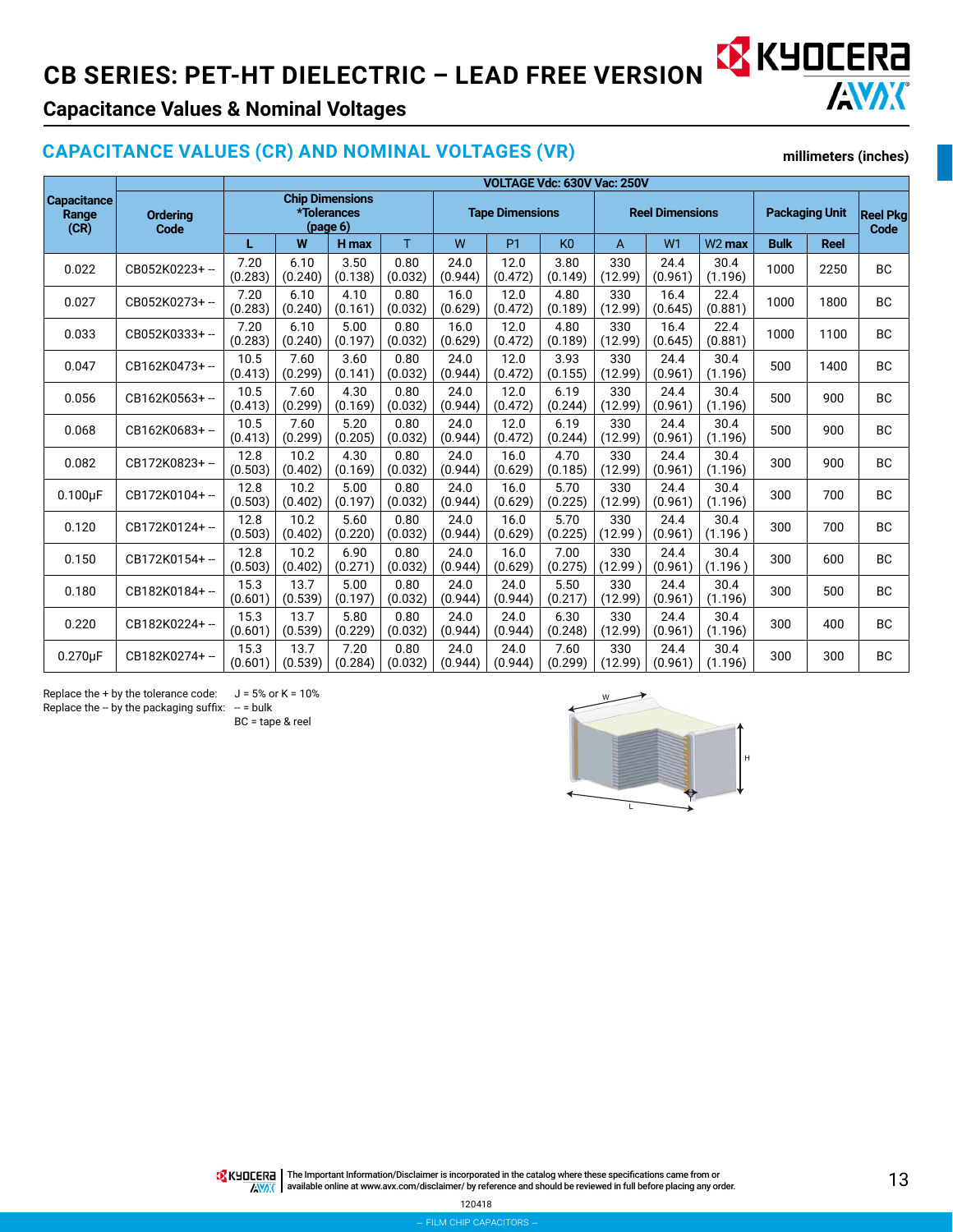# CB SERIES: PET-HT DIELECTRIC – LEAD FREE VERSION

## Capacitance Values & Nominal Voltages

### CAPACITANCE VALUES (CR) AND NOMINAL VOLTAGES (VR)

**millimeters (inches)**

| Capacitance Range (CR) | Ordering Code | VOLTAGE Vdc: 630V Vac: 250V | | | | | | | | | | | | |
|---|---|---|---|---|---|---|---|---|---|---|---|---|---|---|
| | | Chip Dimensions *Tolerances (page 6) | | | | Tape Dimensions | | | Reel Dimensions | | | Packaging Unit | | Reel Pkg Code |
| | | L | W | H max | T | W | P1 | K0 | A | W1 | W2 max | Bulk | Reel | |
| 0.022 | CB052K0223+ -- | 7.20 (0.283) | 6.10 (0.240) | 3.50 (0.138) | 0.80 (0.032) | 24.0 (0.944) | 12.0 (0.472) | 3.80 (0.149) | 330 (12.99) | 24.4 (0.961) | 30.4 (1.196) | 1000 | 2250 | BC |
| 0.027 | CB052K0273+ -- | 7.20 (0.283) | 6.10 (0.240) | 4.10 (0.161) | 0.80 (0.032) | 16.0 (0.629) | 12.0 (0.472) | 4.80 (0.189) | 330 (12.99) | 16.4 (0.645) | 22.4 (0.881) | 1000 | 1800 | BC |
| 0.033 | CB052K0333+ -- | 7.20 (0.283) | 6.10 (0.240) | 5.00 (0.197) | 0.80 (0.032) | 16.0 (0.629) | 12.0 (0.472) | 4.80 (0.189) | 330 (12.99) | 16.4 (0.645) | 22.4 (0.881) | 1000 | 1100 | BC |
| 0.047 | CB162K0473+ -- | 10.5 (0.413) | 7.60 (0.299) | 3.60 (0.141) | 0.80 (0.032) | 24.0 (0.944) | 12.0 (0.472) | 3.93 (0.155) | 330 (12.99) | 24.4 (0.961) | 30.4 (1.196) | 500 | 1400 | BC |
| 0.056 | CB162K0563+ -- | 10.5 (0.413) | 7.60 (0.299) | 4.30 (0.169) | 0.80 (0.032) | 24.0 (0.944) | 12.0 (0.472) | 6.19 (0.244) | 330 (12.99) | 24.4 (0.961) | 30.4 (1.196) | 500 | 900 | BC |
| 0.068 | CB162K0683+ -- | 10.5 (0.413) | 7.60 (0.299) | 5.20 (0.205) | 0.80 (0.032) | 24.0 (0.944) | 12.0 (0.472) | 6.19 (0.244) | 330 (12.99) | 24.4 (0.961) | 30.4 (1.196) | 500 | 900 | BC |
| 0.082 | CB172K0823+ -- | 12.8 (0.503) | 10.2 (0.402) | 4.30 (0.169) | 0.80 (0.032) | 24.0 (0.944) | 16.0 (0.629) | 4.70 (0.185) | 330 (12.99) | 24.4 (0.961) | 30.4 (1.196) | 300 | 900 | BC |
| 0.100µF | CB172K0104+ -- | 12.8 (0.503) | 10.2 (0.402) | 5.00 (0.197) | 0.80 (0.032) | 24.0 (0.944) | 16.0 (0.629) | 5.70 (0.225) | 330 (12.99) | 24.4 (0.961) | 30.4 (1.196) | 300 | 700 | BC |
| 0.120 | CB172K0124+ -- | 12.8 (0.503) | 10.2 (0.402) | 5.60 (0.220) | 0.80 (0.032) | 24.0 (0.944) | 16.0 (0.629) | 5.70 (0.225) | 330 (12.99 ) | 24.4 (0.961) | 30.4 (1.196 ) | 300 | 700 | BC |
| 0.150 | CB172K0154+ -- | 12.8 (0.503) | 10.2 (0.402) | 6.90 (0.271) | 0.80 (0.032) | 24.0 (0.944) | 16.0 (0.629) | 7.00 (0.275) | 330 (12.99 ) | 24.4 (0.961) | 30.4 (1.196 ) | 300 | 600 | BC |
| 0.180 | CB182K0184+ -- | 15.3 (0.601) | 13.7 (0.539) | 5.00 (0.197) | 0.80 (0.032) | 24.0 (0.944) | 24.0 (0.944) | 5.50 (0.217) | 330 (12.99) | 24.4 (0.961) | 30.4 (1.196) | 300 | 500 | BC |
| 0.220 | CB182K0224+ -- | 15.3 (0.601) | 13.7 (0.539) | 5.80 (0.229) | 0.80 (0.032) | 24.0 (0.944) | 24.0 (0.944) | 6.30 (0.248) | 330 (12.99) | 24.4 (0.961) | 30.4 (1.196) | 300 | 400 | BC |
| 0.270µF | CB182K0274+ -- | 15.3 (0.601) | 13.7 (0.539) | 7.20 (0.284) | 0.80 (0.032) | 24.0 (0.944) | 24.0 (0.944) | 7.60 (0.299) | 330 (12.99) | 24.4 (0.961) | 30.4 (1.196) | 300 | 300 | BC |

Replace the + by the tolerance code: J = 5% or K = 10%
Replace the -- by the packaging suffix: -- = bulk
BC = tape & reel

The Important Information/Disclaimer is incorporated in the catalog where these specifications came from or available online at www.avx.com/disclaimer/ by reference and should be reviewed in full before placing any order.

120418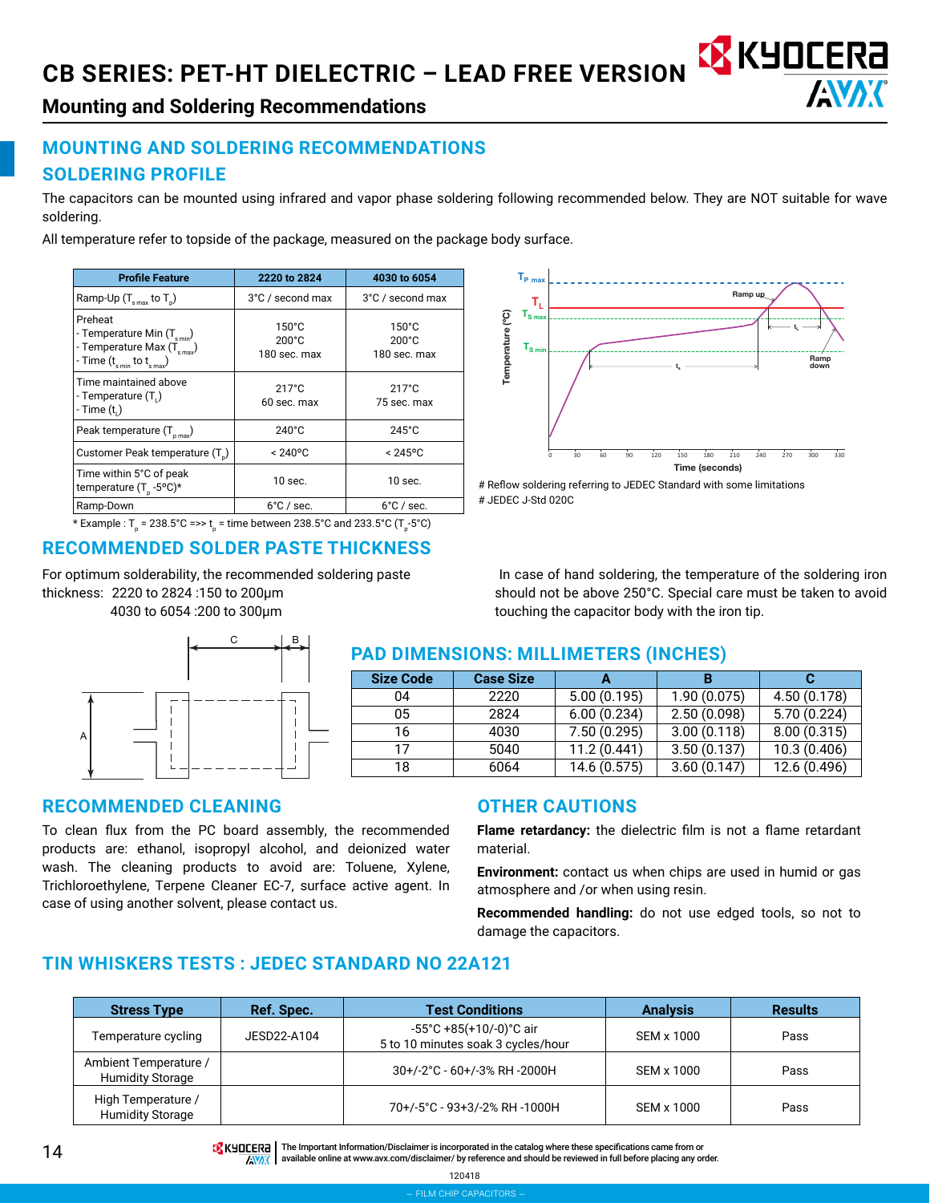# CB SERIES: PET-HT DIELECTRIC – LEAD FREE VERSION

## Mounting and Soldering Recommendations

## MOUNTING AND SOLDERING RECOMMENDATIONS

### SOLDERING PROFILE

The capacitors can be mounted using infrared and vapor phase soldering following recommended below. They are NOT suitable for wave soldering.

All temperature refer to topside of the package, measured on the package body surface.

| Profile Feature | 2220 to 2824 | 4030 to 6054 |
|---|---|---|
| Ramp-Up ($T_{s\,max}$ to $T_p$) | 3°C / second max | 3°C / second max |
| Preheat<br>- Temperature Min ($T_{s\,min}$)<br>- Temperature Max ($T_{s\,max}$)<br>- Time ($t_{s\,min}$ to $t_{s\,max}$) | 150°C<br>200°C<br>180 sec. max | 150°C<br>200°C<br>180 sec. max |
| Time maintained above<br>- Temperature ($T_L$)<br>- Time ($t_L$) | 217°C<br>60 sec. max | 217°C<br>75 sec. max |
| Peak temperature ($T_{p\,max}$) | 240°C | 245°C |
| Customer Peak temperature ($T_p$) | < 240°C | < 245°C |
| Time within 5°C of peak temperature ($T_p$ -5°C)* | 10 sec. | 10 sec. |
| Ramp-Down | 6°C / sec. | 6°C / sec. |

\* Example : $T_p$ = 238.5°C =>> $t_p$ = time between 238.5°C and 233.5°C ($T_p$-5°C)

\# Reflow soldering referring to JEDEC Standard with some limitations

\# JEDEC J-Std 020C

### RECOMMENDED SOLDER PASTE THICKNESS

For optimum solderability, the recommended soldering paste thickness: 2220 to 2824 :150 to 200µm
4030 to 6054 :200 to 300µm

In case of hand soldering, the temperature of the soldering iron should not be above 250°C. Special care must be taken to avoid touching the capacitor body with the iron tip.

### PAD DIMENSIONS: MILLIMETERS (INCHES)

| Size Code | Case Size | A | B | C |
|---|---|---|---|---|
| 04 | 2220 | 5.00 (0.195) | 1.90 (0.075) | 4.50 (0.178) |
| 05 | 2824 | 6.00 (0.234) | 2.50 (0.098) | 5.70 (0.224) |
| 16 | 4030 | 7.50 (0.295) | 3.00 (0.118) | 8.00 (0.315) |
| 17 | 5040 | 11.2 (0.441) | 3.50 (0.137) | 10.3 (0.406) |
| 18 | 6064 | 14.6 (0.575) | 3.60 (0.147) | 12.6 (0.496) |

### RECOMMENDED CLEANING

To clean flux from the PC board assembly, the recommended products are: ethanol, isopropyl alcohol, and deionized water wash. The cleaning products to avoid are: Toluene, Xylene, Trichloroethylene, Terpene Cleaner EC-7, surface active agent. In case of using another solvent, please contact us.

### OTHER CAUTIONS

**Flame retardancy:** the dielectric film is not a flame retardant material.

**Environment:** contact us when chips are used in humid or gas atmosphere and /or when using resin.

**Recommended handling:** do not use edged tools, so not to damage the capacitors.

### TIN WHISKERS TESTS : JEDEC STANDARD NO 22A121

| Stress Type | Ref. Spec. | Test Conditions | Analysis | Results |
|---|---|---|---|---|
| Temperature cycling | JESD22-A104 | -55°C +85(+10/-0)°C air<br>5 to 10 minutes soak 3 cycles/hour | SEM x 1000 | Pass |
| Ambient Temperature / Humidity Storage | | 30+/-2°C - 60+/-3% RH -2000H | SEM x 1000 | Pass |
| High Temperature / Humidity Storage | | 70+/-5°C - 93+3/-2% RH -1000H | SEM x 1000 | Pass |

The Important Information/Disclaimer is incorporated in the catalog where these specifications came from or available online at www.avx.com/disclaimer/ by reference and should be reviewed in full before placing any order.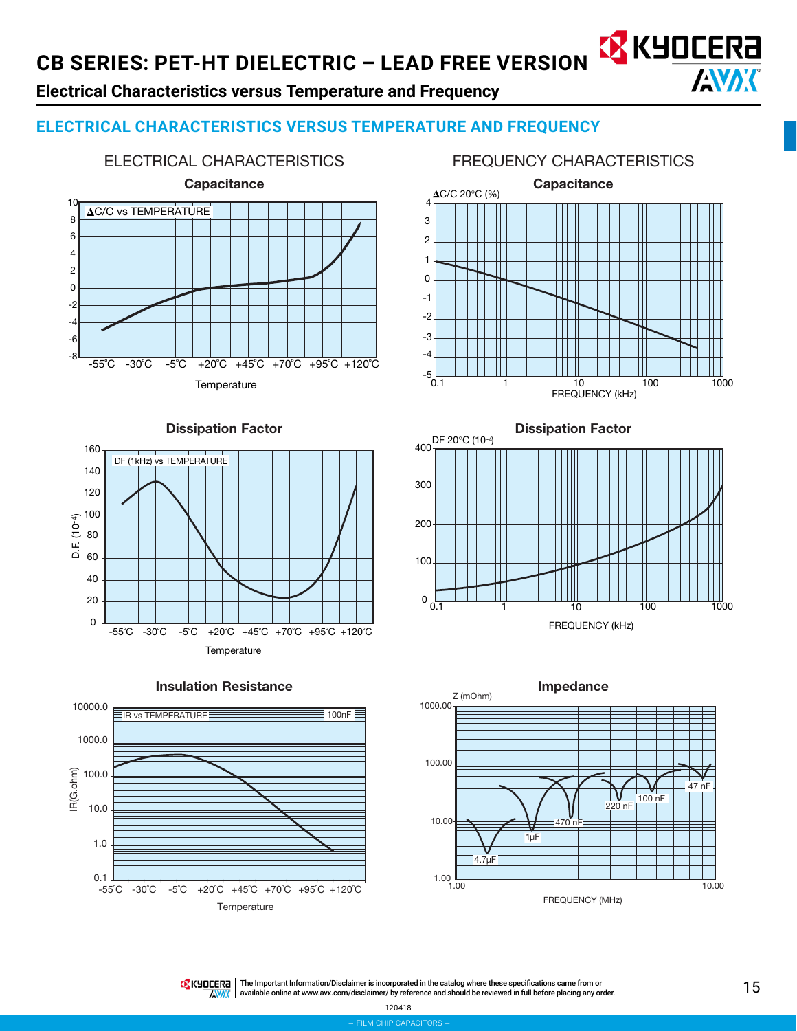# CB SERIES: PET-HT DIELECTRIC – LEAD FREE VERSION

## Electrical Characteristics versus Temperature and Frequency

## ELECTRICAL CHARACTERISTICS VERSUS TEMPERATURE AND FREQUENCY

### ELECTRICAL CHARACTERISTICS

**Capacitance**

ΔC/C vs TEMPERATURE

Temperature: -55˚C, -30˚C, -5˚C, +20˚C, +45˚C, +70˚C, +95˚C, +120˚C

**Dissipation Factor**

DF (1kHz) vs TEMPERATURE

D.F. ($10^{-4}$)

Temperature: -55˚C, -30˚C, -5˚C, +20˚C, +45˚C, +70˚C, +95˚C, +120˚C

**Insulation Resistance**

IR vs TEMPERATURE — 100nF

IR(G.ohm)

Temperature: -55˚C, -30˚C, -5˚C, +20˚C, +45˚C, +70˚C, +95˚C, +120˚C

### FREQUENCY CHARACTERISTICS

**Capacitance**

ΔC/C 20°C (%)

FREQUENCY (kHz)

**Dissipation Factor**

DF 20°C ($10^{-4}$)

FREQUENCY (kHz)

**Impedance**

Z (mOhm)

4.7µF, 1µF, 470 nF, 220 nF, 100 nF, 47 nF

FREQUENCY (MHz)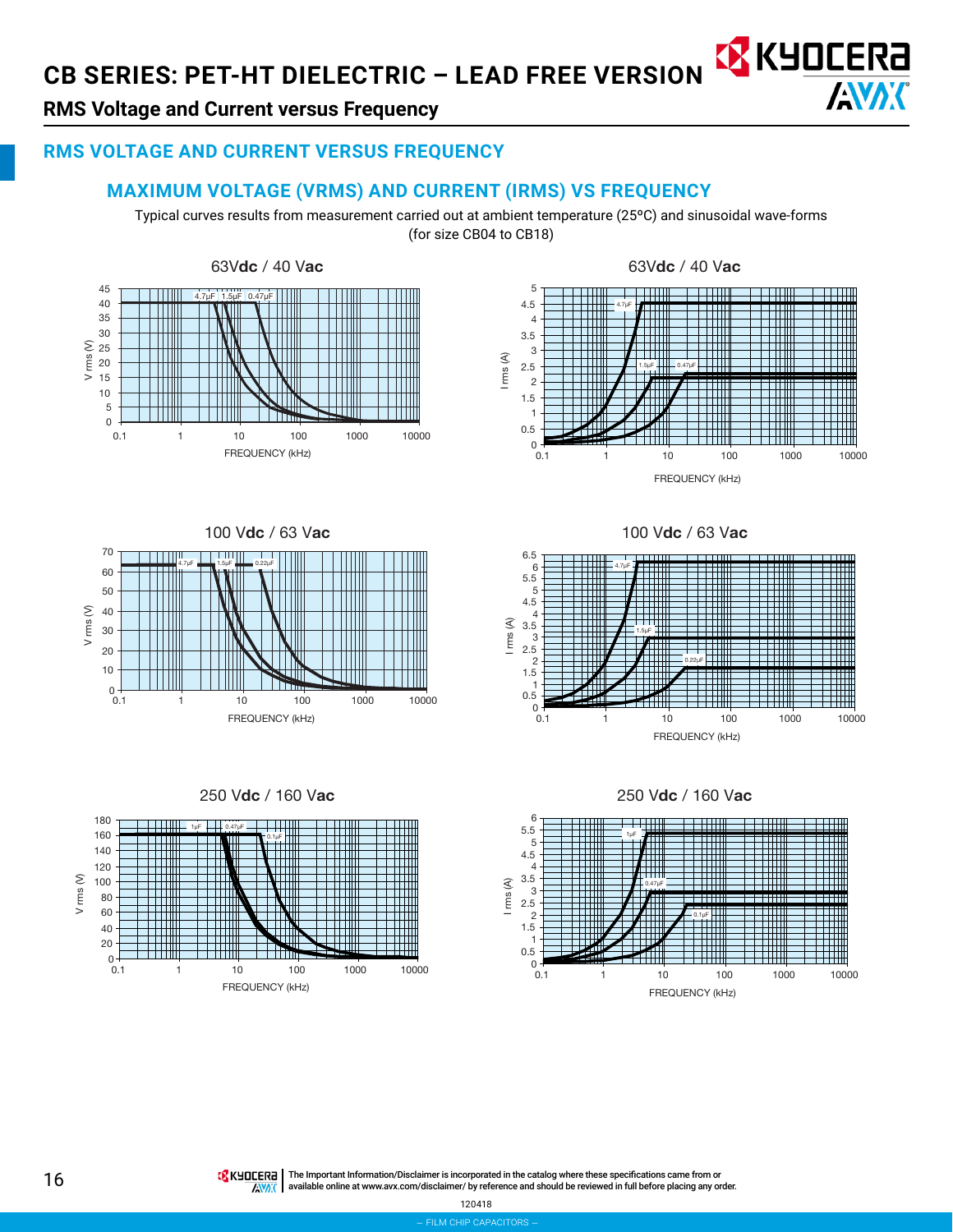# CB SERIES: PET-HT DIELECTRIC – LEAD FREE VERSION

## RMS Voltage and Current versus Frequency

## RMS VOLTAGE AND CURRENT VERSUS FREQUENCY

### MAXIMUM VOLTAGE (VRMS) AND CURRENT (IRMS) VS FREQUENCY

Typical curves results from measurement carried out at ambient temperature (25°C) and sinusoidal wave-forms (for size CB04 to CB18)

63V**dc** / 40 V**ac**

63V**dc** / 40 V**ac**

100 V**dc** / 63 V**ac**

100 V**dc** / 63 V**ac**

250 V**dc** / 160 V**ac**

250 V**dc** / 160 V**ac**

The Important Information/Disclaimer is incorporated in the catalog where these specifications came from or available online at www.avx.com/disclaimer/ by reference and should be reviewed in full before placing any order.

120418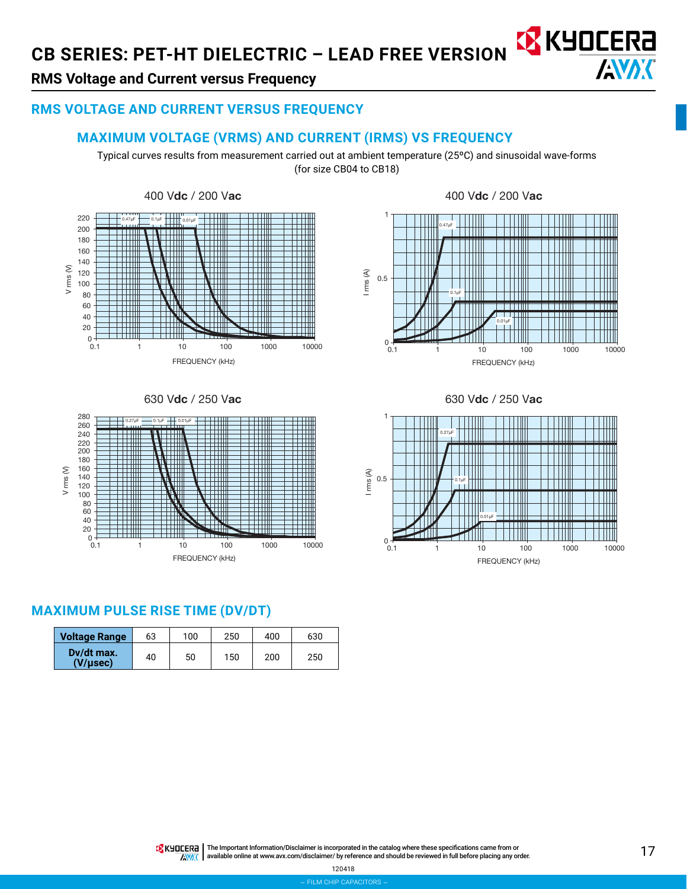# CB SERIES: PET-HT DIELECTRIC – LEAD FREE VERSION

## RMS Voltage and Current versus Frequency

## RMS VOLTAGE AND CURRENT VERSUS FREQUENCY

### MAXIMUM VOLTAGE (VRMS) AND CURRENT (IRMS) VS FREQUENCY

Typical curves results from measurement carried out at ambient temperature (25°C) and sinusoidal wave-forms (for size CB04 to CB18)

400 Vdc / 200 Vac

400 Vdc / 200 Vac

630 Vdc / 250 Vac

630 Vdc / 250 Vac

## MAXIMUM PULSE RISE TIME (DV/DT)

| Voltage Range | 63 | 100 | 250 | 400 | 630 |
|---|---|---|---|---|---|
| Dv/dt max. (V/μsec) | 40 | 50 | 150 | 200 | 250 |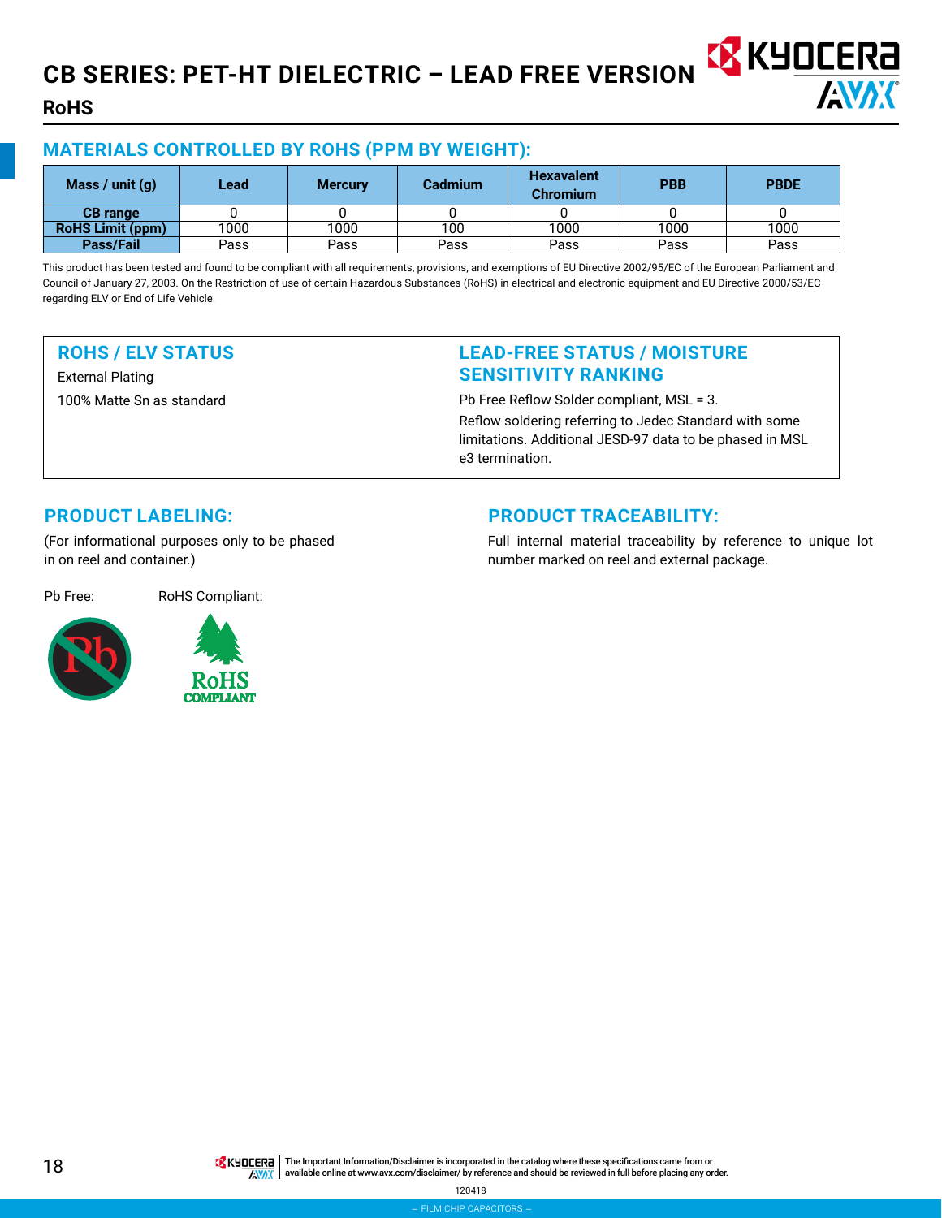# CB SERIES: PET-HT DIELECTRIC – LEAD FREE VERSION

## RoHS

### MATERIALS CONTROLLED BY ROHS (PPM BY WEIGHT):

| Mass / unit (g) | Lead | Mercury | Cadmium | Hexavalent Chromium | PBB | PBDE |
|---|---|---|---|---|---|---|
| **CB range** | 0 | 0 | 0 | 0 | 0 | 0 |
| **RoHS Limit (ppm)** | 1000 | 1000 | 100 | 1000 | 1000 | 1000 |
| **Pass/Fail** | Pass | Pass | Pass | Pass | Pass | Pass |

This product has been tested and found to be compliant with all requirements, provisions, and exemptions of EU Directive 2002/95/EC of the European Parliament and Council of January 27, 2003. On the Restriction of use of certain Hazardous Substances (RoHS) in electrical and electronic equipment and EU Directive 2000/53/EC regarding ELV or End of Life Vehicle.

### ROHS / ELV STATUS

External Plating

100% Matte Sn as standard

### LEAD-FREE STATUS / MOISTURE SENSITIVITY RANKING

Pb Free Reflow Solder compliant, MSL = 3.

Reflow soldering referring to Jedec Standard with some limitations. Additional JESD-97 data to be phased in MSL e3 termination.

### PRODUCT LABELING:

(For informational purposes only to be phased in on reel and container.)

Pb Free: RoHS Compliant:

Pb

RoHS
COMPLIANT

### PRODUCT TRACEABILITY:

Full internal material traceability by reference to unique lot number marked on reel and external package.

The Important Information/Disclaimer is incorporated in the catalog where these specifications came from or available online at www.avx.com/disclaimer/ by reference and should be reviewed in full before placing any order.

120418